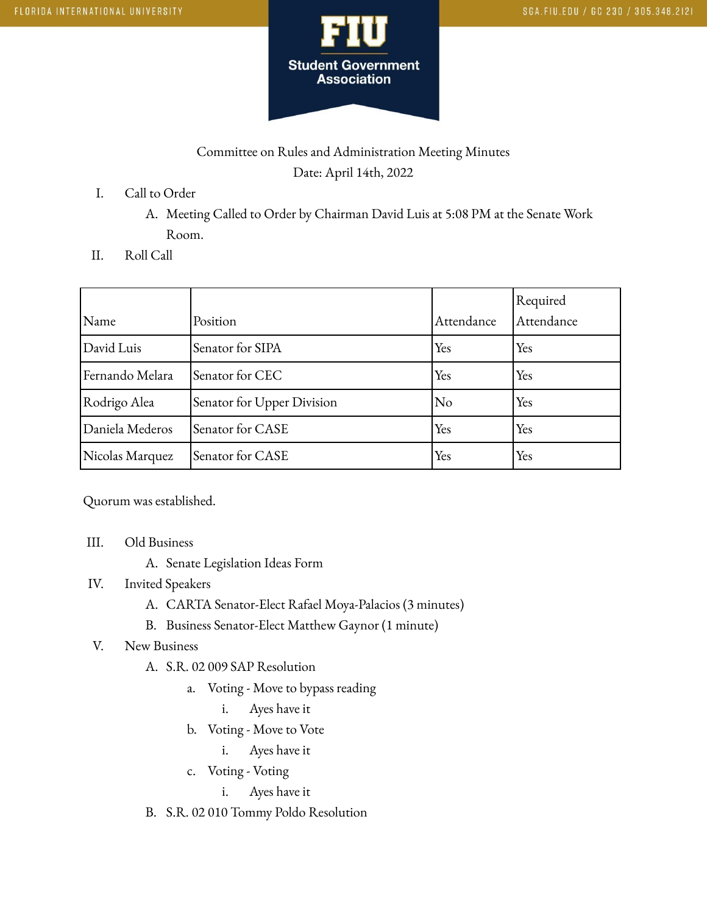Committee on Rules and Administration Meeting Minutes

Date: April 14th, 2022

I. Call to Order
   A. Meeting Called to Order by Chairman David Luis at 5:08 PM at the Senate Work Room.

II. Roll Call

| Name | Position | Attendance | Required Attendance |
|---|---|---|---|
| David Luis | Senator for SIPA | Yes | Yes |
| Fernando Melara | Senator for CEC | Yes | Yes |
| Rodrigo Alea | Senator for Upper Division | No | Yes |
| Daniela Mederos | Senator for CASE | Yes | Yes |
| Nicolas Marquez | Senator for CASE | Yes | Yes |

Quorum was established.

III. Old Business
   A. Senate Legislation Ideas Form

IV. Invited Speakers
   A. CARTA Senator-Elect Rafael Moya-Palacios (3 minutes)
   B. Business Senator-Elect Matthew Gaynor (1 minute)

V. New Business
   A. S.R. 02 009 SAP Resolution
      a. Voting - Move to bypass reading
         i. Ayes have it
      b. Voting - Move to Vote
         i. Ayes have it
      c. Voting - Voting
         i. Ayes have it
   B. S.R. 02 010 Tommy Poldo Resolution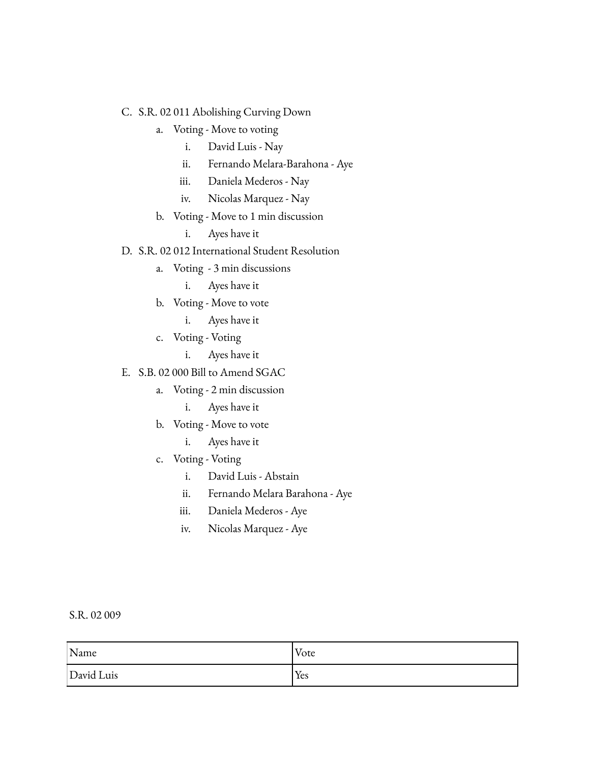C. S.R. 02 011 Abolishing Curving Down
    a. Voting - Move to voting
        i. David Luis - Nay
        ii. Fernando Melara-Barahona - Aye
        iii. Daniela Mederos - Nay
        iv. Nicolas Marquez - Nay
    b. Voting - Move to 1 min discussion
        i. Ayes have it

D. S.R. 02 012 International Student Resolution
    a. Voting - 3 min discussions
        i. Ayes have it
    b. Voting - Move to vote
        i. Ayes have it
    c. Voting - Voting
        i. Ayes have it

E. S.B. 02 000 Bill to Amend SGAC
    a. Voting - 2 min discussion
        i. Ayes have it
    b. Voting - Move to vote
        i. Ayes have it
    c. Voting - Voting
        i. David Luis - Abstain
        ii. Fernando Melara Barahona - Aye
        iii. Daniela Mederos - Aye
        iv. Nicolas Marquez - Aye

S.R. 02 009

| Name | Vote |
| --- | --- |
| David Luis | Yes |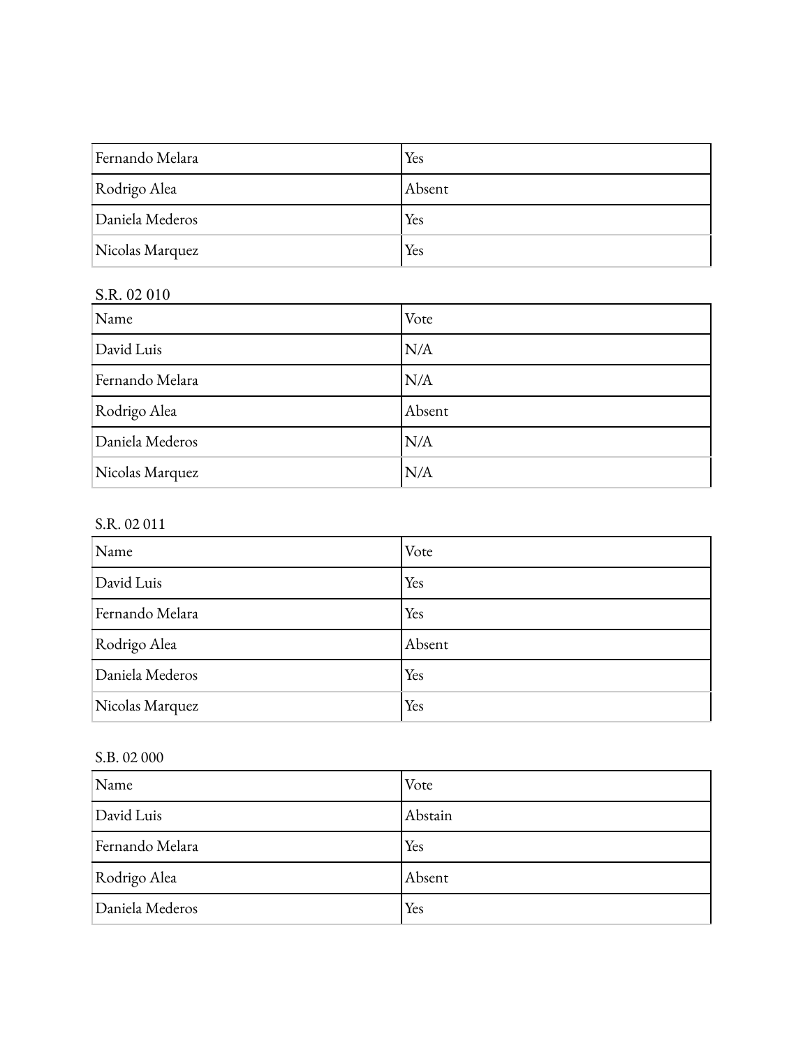| | |
|---|---|
| Fernando Melara | Yes |
| Rodrigo Alea | Absent |
| Daniela Mederos | Yes |
| Nicolas Marquez | Yes |

S.R. 02 010

| Name | Vote |
|---|---|
| David Luis | N/A |
| Fernando Melara | N/A |
| Rodrigo Alea | Absent |
| Daniela Mederos | N/A |
| Nicolas Marquez | N/A |

S.R. 02 011

| Name | Vote |
|---|---|
| David Luis | Yes |
| Fernando Melara | Yes |
| Rodrigo Alea | Absent |
| Daniela Mederos | Yes |
| Nicolas Marquez | Yes |

S.B. 02 000

| Name | Vote |
|---|---|
| David Luis | Abstain |
| Fernando Melara | Yes |
| Rodrigo Alea | Absent |
| Daniela Mederos | Yes |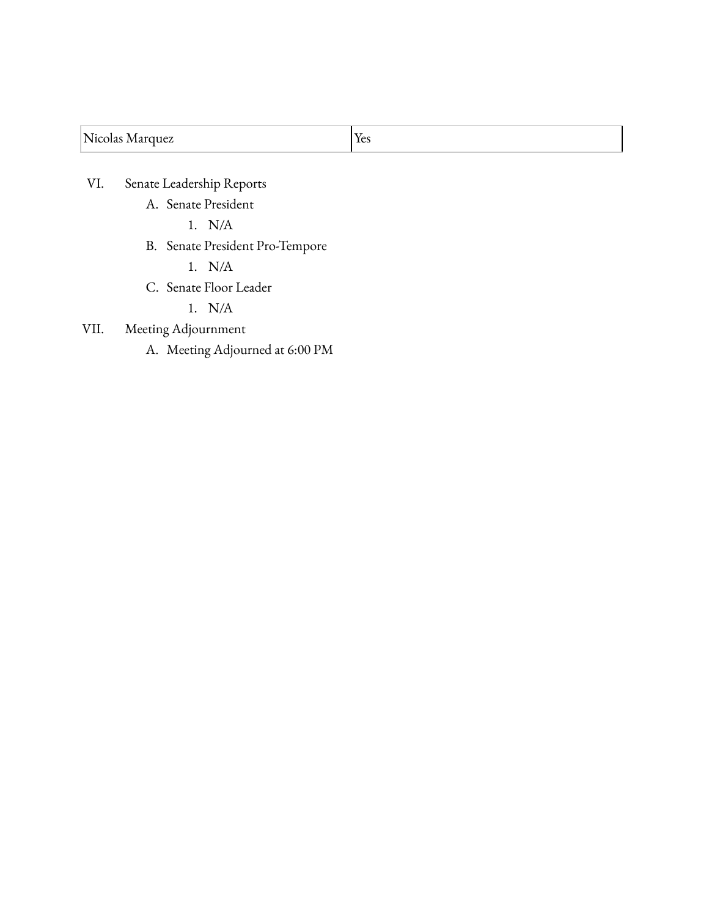| | |
|---|---|
| Nicolas Marquez | Yes |

VI. Senate Leadership Reports

A. Senate President

1. N/A

B. Senate President Pro-Tempore

1. N/A

C. Senate Floor Leader

1. N/A

VII. Meeting Adjournment

A. Meeting Adjourned at 6:00 PM